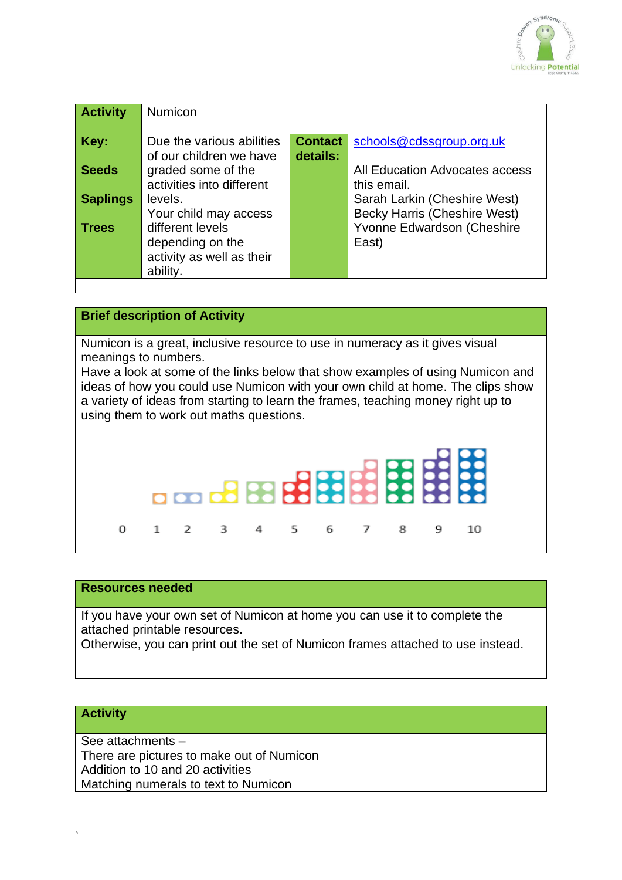| Activity | Numicon | | |
|---|---|---|---|
| **Key:**<br><br>**Seeds**<br><br>**Saplings**<br><br>**Trees** | Due the various abilities of our children we have graded some of the activities into different levels.<br>Your child may access different levels depending on the activity as well as their ability. | **Contact details:** | schools@cdssgroup.org.uk<br><br>All Education Advocates access this email.<br>Sarah Larkin (Cheshire West)<br>Becky Harris (Cheshire West)<br>Yvonne Edwardson (Cheshire East) |

## Brief description of Activity

Numicon is a great, inclusive resource to use in numeracy as it gives visual meanings to numbers.
Have a look at some of the links below that show examples of using Numicon and ideas of how you could use Numicon with your own child at home. The clips show a variety of ideas from starting to learn the frames, teaching money right up to using them to work out maths questions.

0 1 2 3 4 5 6 7 8 9 10

## Resources needed

If you have your own set of Numicon at home you can use it to complete the attached printable resources.
Otherwise, you can print out the set of Numicon frames attached to use instead.

## Activity

See attachments –
There are pictures to make out of Numicon
Addition to 10 and 20 activities
Matching numerals to text to Numicon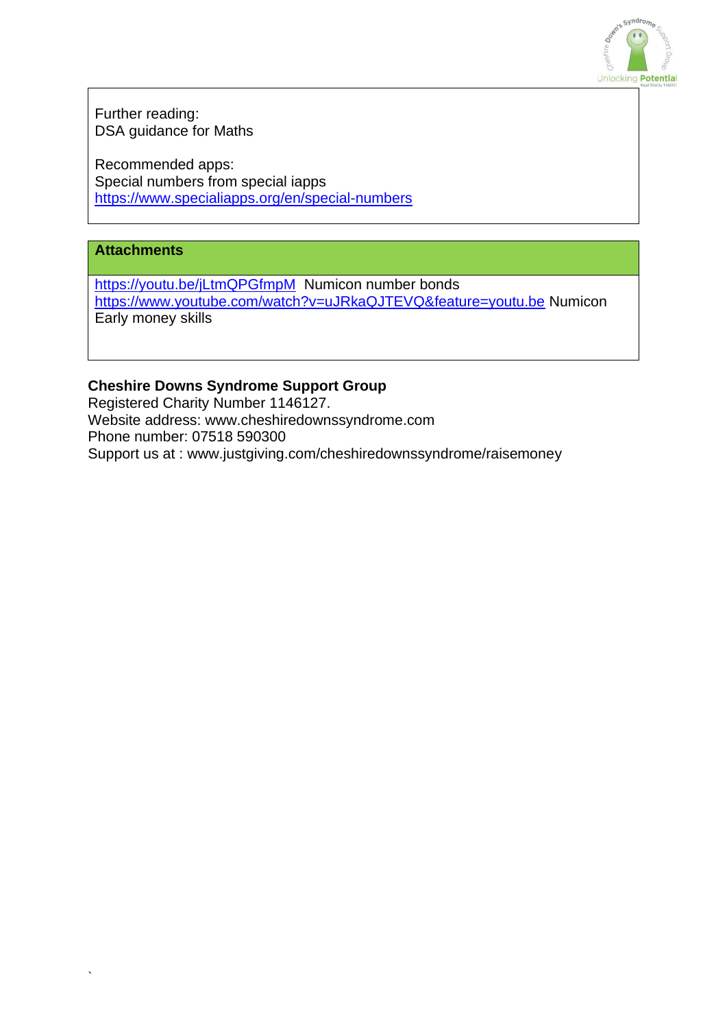Further reading:
DSA guidance for Maths

Recommended apps:
Special numbers from special iapps
https://www.specialiapps.org/en/special-numbers

**Attachments**

https://youtu.be/jLtmQPGfmpM Numicon number bonds
https://www.youtube.com/watch?v=uJRkaQJTEVQ&feature=youtu.be Numicon Early money skills

**Cheshire Downs Syndrome Support Group**
Registered Charity Number 1146127.
Website address: www.cheshiredownssyndrome.com
Phone number: 07518 590300
Support us at : www.justgiving.com/cheshiredownssyndrome/raisemoney